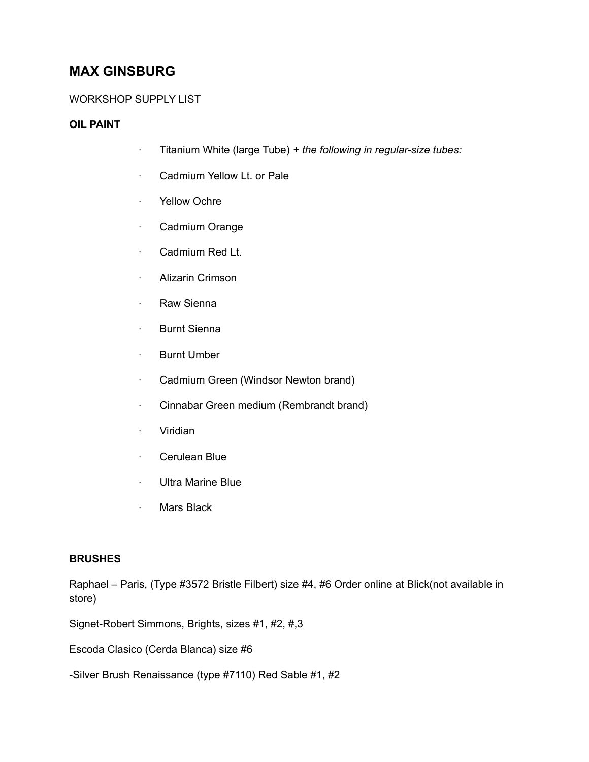# MAX GINSBURG

WORKSHOP SUPPLY LIST

## OIL PAINT

- Titanium White (large Tube) + *the following in regular-size tubes:*
- Cadmium Yellow Lt. or Pale
- Yellow Ochre
- Cadmium Orange
- Cadmium Red Lt.
- Alizarin Crimson
- Raw Sienna
- Burnt Sienna
- Burnt Umber
- Cadmium Green (Windsor Newton brand)
- Cinnabar Green medium (Rembrandt brand)
- Viridian
- Cerulean Blue
- Ultra Marine Blue
- Mars Black

## BRUSHES

Raphael – Paris, (Type #3572 Bristle Filbert) size #4, #6 Order online at Blick(not available in store)

Signet-Robert Simmons, Brights, sizes #1, #2, #,3

Escoda Clasico (Cerda Blanca) size #6

-Silver Brush Renaissance (type #7110) Red Sable #1, #2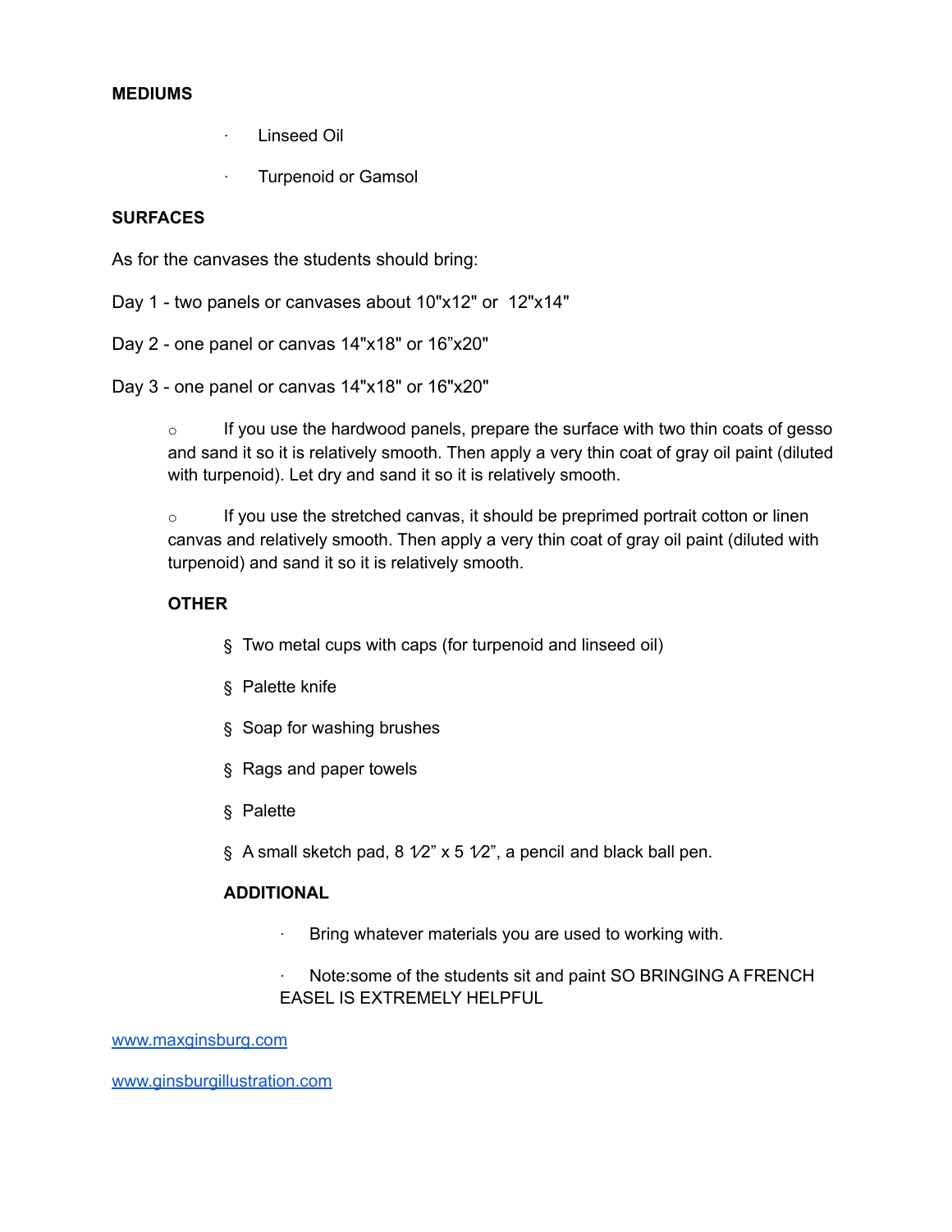**MEDIUMS**

- Linseed Oil
- Turpenoid or Gamsol

**SURFACES**

As for the canvases the students should bring:

Day 1 - two panels or canvases about 10"x12" or 12"x14"

Day 2 - one panel or canvas 14"x18" or 16"x20"

Day 3 - one panel or canvas 14"x18" or 16"x20"

- If you use the hardwood panels, prepare the surface with two thin coats of gesso and sand it so it is relatively smooth. Then apply a very thin coat of gray oil paint (diluted with turpenoid). Let dry and sand it so it is relatively smooth.
- If you use the stretched canvas, it should be preprimed portrait cotton or linen canvas and relatively smooth. Then apply a very thin coat of gray oil paint (diluted with turpenoid) and sand it so it is relatively smooth.

**OTHER**

- Two metal cups with caps (for turpenoid and linseed oil)
- Palette knife
- Soap for washing brushes
- Rags and paper towels
- Palette
- A small sketch pad, 8 1⁄2" x 5 1⁄2", a pencil and black ball pen.

**ADDITIONAL**

- Bring whatever materials you are used to working with.
- Note:some of the students sit and paint SO BRINGING A FRENCH EASEL IS EXTREMELY HELPFUL

www.maxginsburg.com

www.ginsburgillustration.com